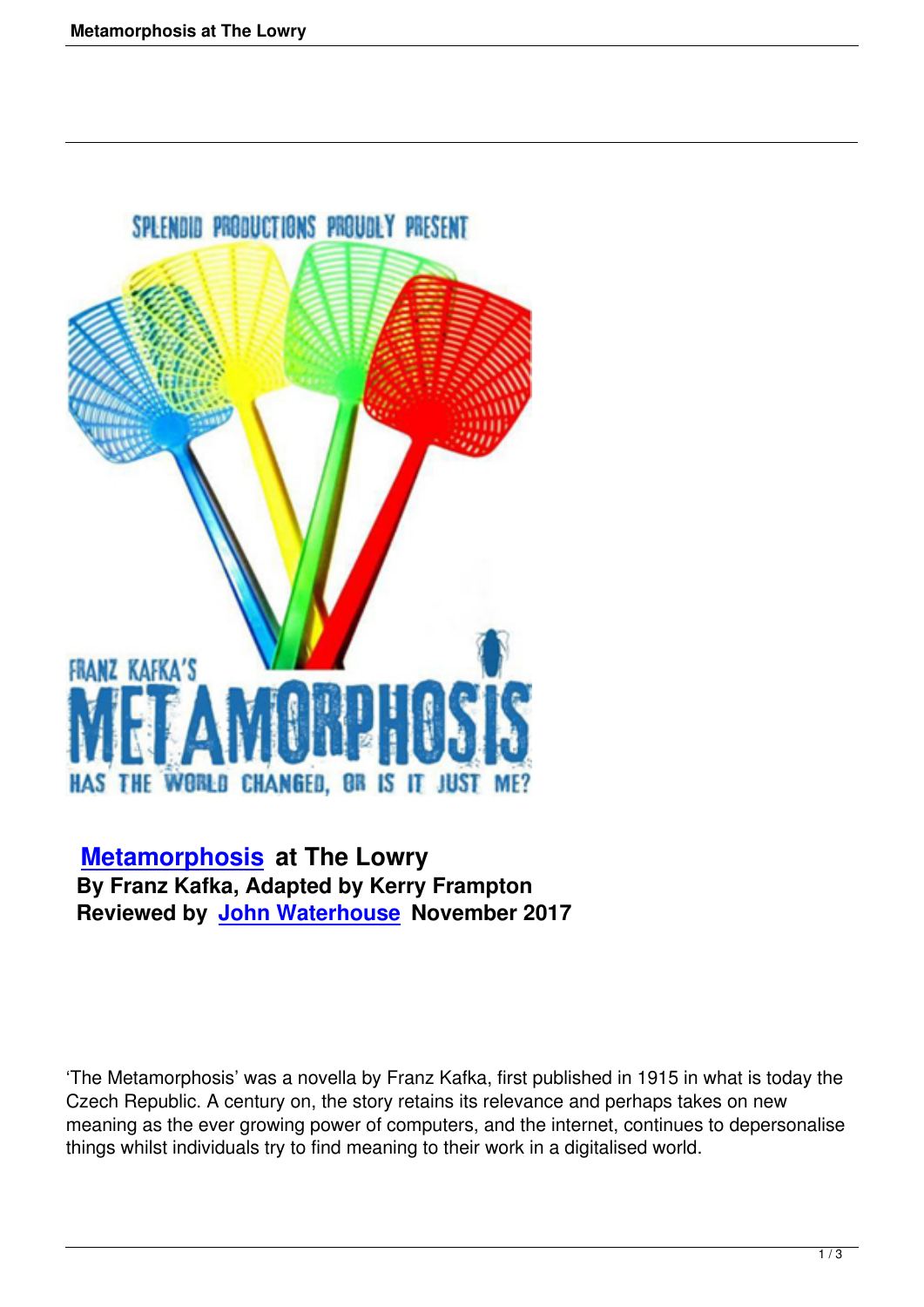# Metamorphosis at The Lowry

**By Franz Kafka, Adapted by Kerry Frampton**
**Reviewed by John Waterhouse November 2017**

'The Metamorphosis' was a novella by Franz Kafka, first published in 1915 in what is today the Czech Republic. A century on, the story retains its relevance and perhaps takes on new meaning as the ever growing power of computers, and the internet, continues to depersonalise things whilst individuals try to find meaning to their work in a digitalised world.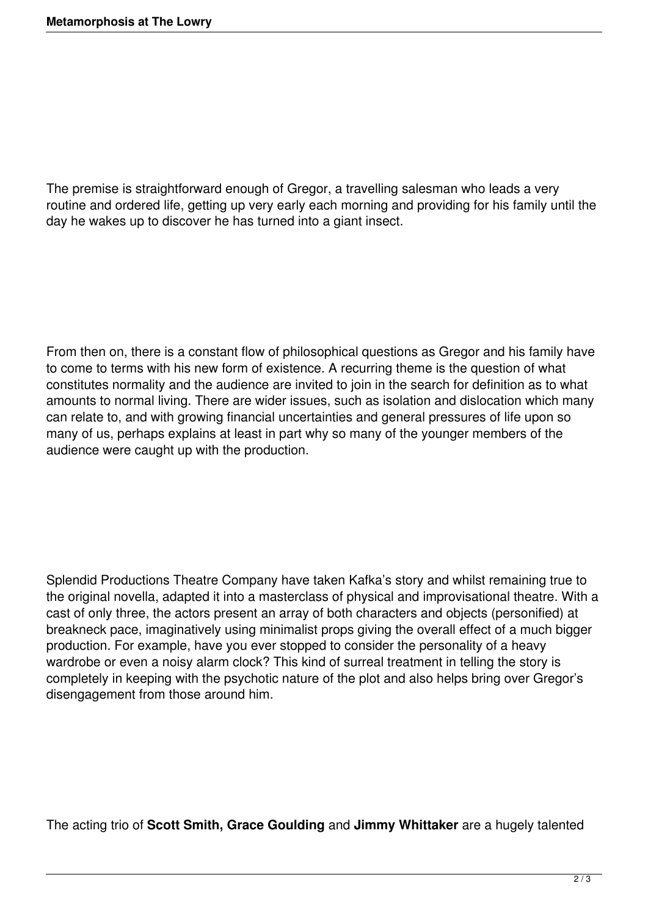The premise is straightforward enough of Gregor, a travelling salesman who leads a very routine and ordered life, getting up very early each morning and providing for his family until the day he wakes up to discover he has turned into a giant insect.

From then on, there is a constant flow of philosophical questions as Gregor and his family have to come to terms with his new form of existence. A recurring theme is the question of what constitutes normality and the audience are invited to join in the search for definition as to what amounts to normal living. There are wider issues, such as isolation and dislocation which many can relate to, and with growing financial uncertainties and general pressures of life upon so many of us, perhaps explains at least in part why so many of the younger members of the audience were caught up with the production.

Splendid Productions Theatre Company have taken Kafka's story and whilst remaining true to the original novella, adapted it into a masterclass of physical and improvisational theatre. With a cast of only three, the actors present an array of both characters and objects (personified) at breakneck pace, imaginatively using minimalist props giving the overall effect of a much bigger production. For example, have you ever stopped to consider the personality of a heavy wardrobe or even a noisy alarm clock? This kind of surreal treatment in telling the story is completely in keeping with the psychotic nature of the plot and also helps bring over Gregor's disengagement from those around him.

The acting trio of **Scott Smith, Grace Goulding** and **Jimmy Whittaker** are a hugely talented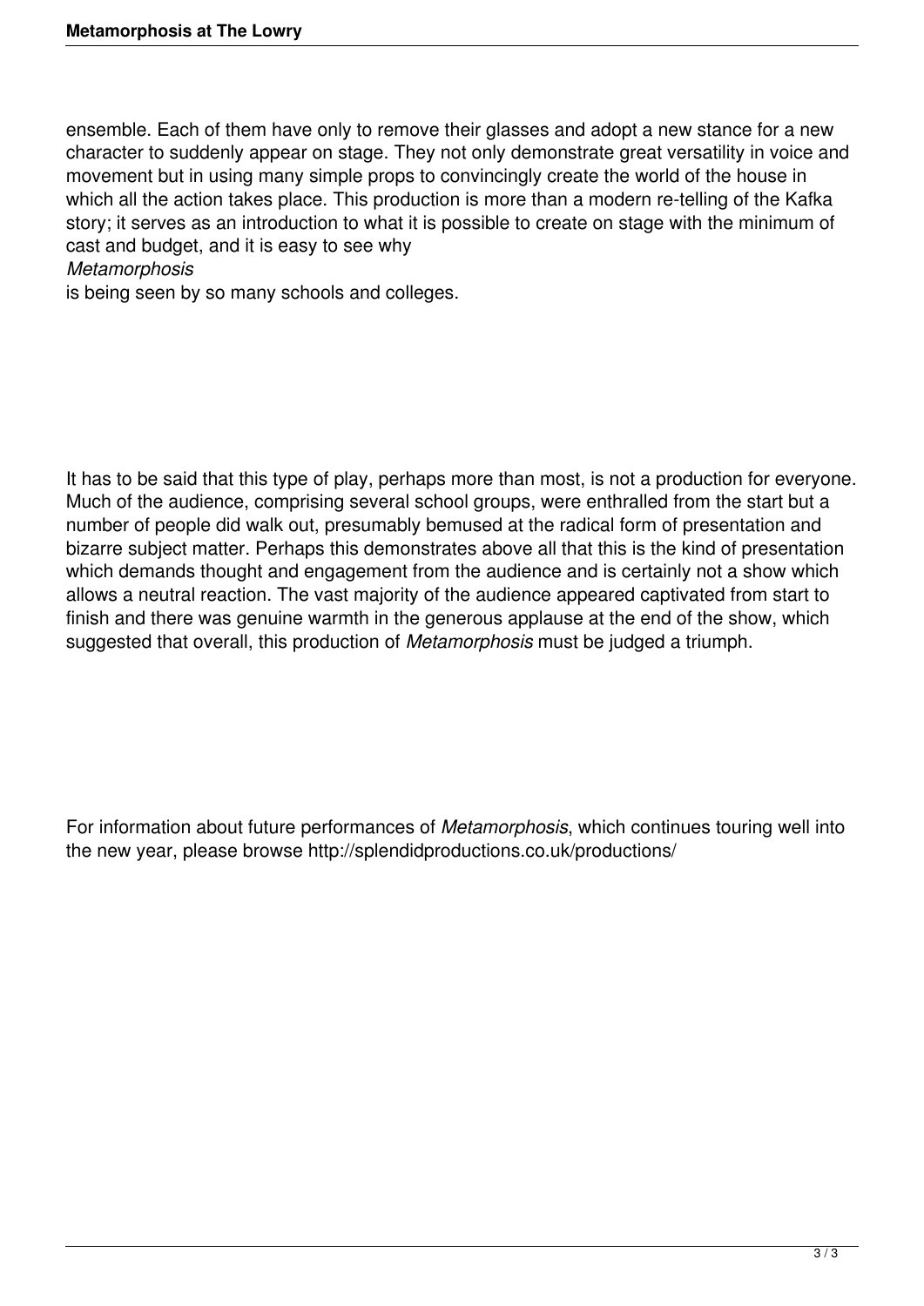ensemble. Each of them have only to remove their glasses and adopt a new stance for a new character to suddenly appear on stage. They not only demonstrate great versatility in voice and movement but in using many simple props to convincingly create the world of the house in which all the action takes place. This production is more than a modern re-telling of the Kafka story; it serves as an introduction to what it is possible to create on stage with the minimum of cast and budget, and it is easy to see why *Metamorphosis* is being seen by so many schools and colleges.

It has to be said that this type of play, perhaps more than most, is not a production for everyone. Much of the audience, comprising several school groups, were enthralled from the start but a number of people did walk out, presumably bemused at the radical form of presentation and bizarre subject matter. Perhaps this demonstrates above all that this is the kind of presentation which demands thought and engagement from the audience and is certainly not a show which allows a neutral reaction. The vast majority of the audience appeared captivated from start to finish and there was genuine warmth in the generous applause at the end of the show, which suggested that overall, this production of *Metamorphosis* must be judged a triumph.

For information about future performances of *Metamorphosis*, which continues touring well into the new year, please browse http://splendidproductions.co.uk/productions/